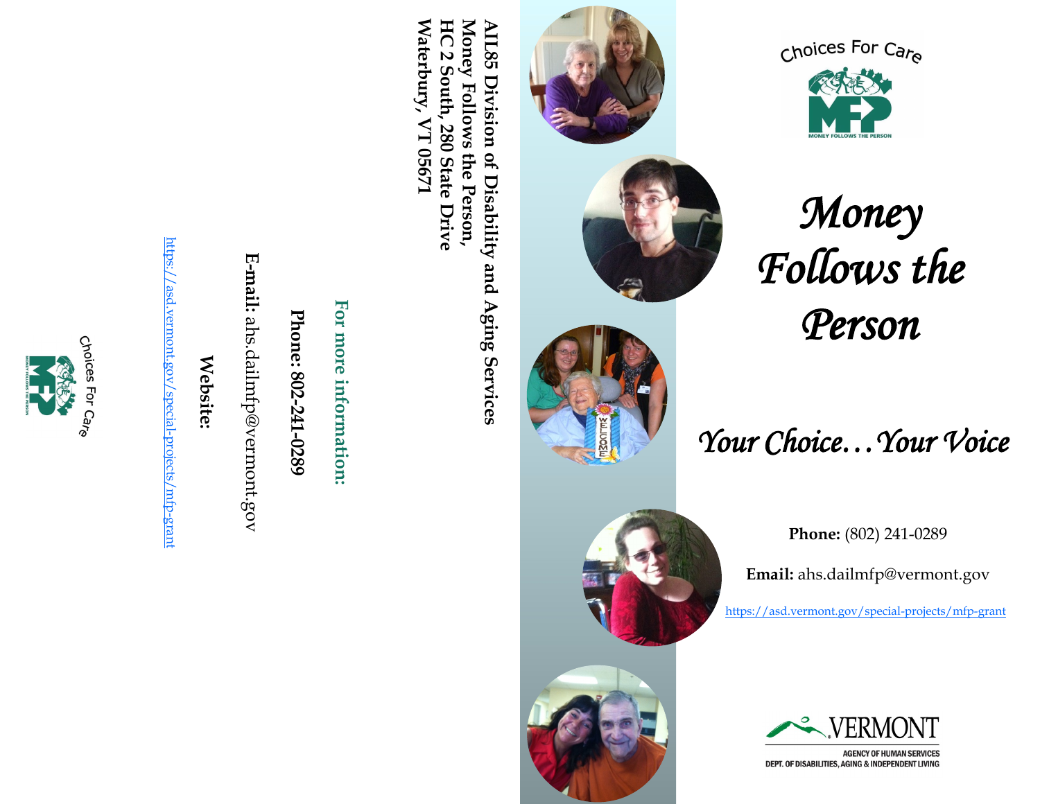AIL85 Division of Disability and Aging Services
Money Follows the Person,
HC 2 South, 280 State Drive
Waterbury, VT 05671

**For more information:**

**Phone: 802-241-0289**

**E-mail:** ahs.dailmfp@vermont.gov

**Website:**

https://asd.vermont.gov/special-projects/mfp-grant

Choices For Care

MONEY FOLLOWS THE PERSON

Choices For Care

MONEY FOLLOWS THE PERSON

# *Money Follows the Person*

## *Your Choice…Your Voice*

**Phone:** (802) 241-0289

**Email:** ahs.dailmfp@vermont.gov

https://asd.vermont.gov/special-projects/mfp-grant

VERMONT

AGENCY OF HUMAN SERVICES
DEPT. OF DISABILITIES, AGING & INDEPENDENT LIVING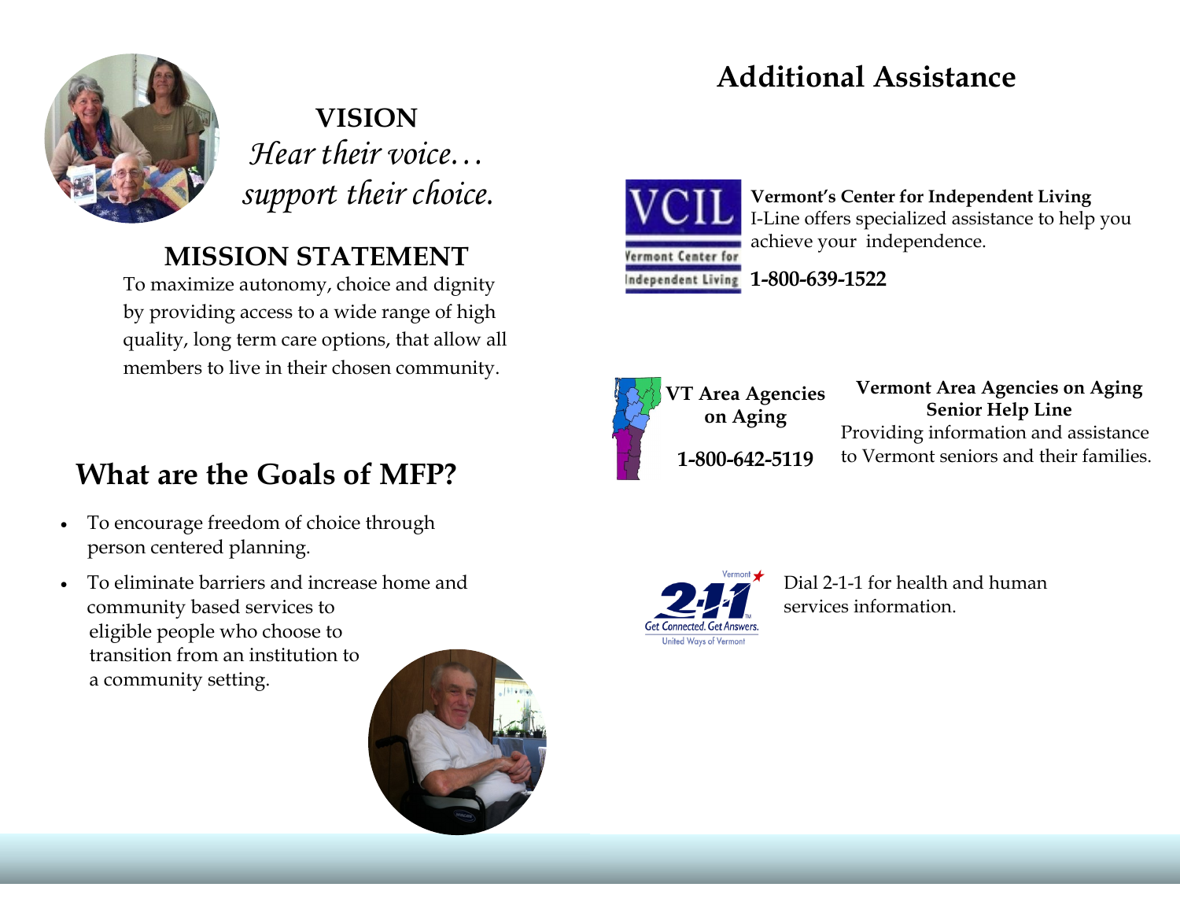## VISION

*Hear their voice…*
*support their choice.*

## MISSION STATEMENT

To maximize autonomy, choice and dignity by providing access to a wide range of high quality, long term care options, that allow all members to live in their chosen community.

## What are the Goals of MFP?

- To encourage freedom of choice through person centered planning.
- To eliminate barriers and increase home and community based services to eligible people who choose to transition from an institution to a community setting.

# Additional Assistance

VCIL Vermont Center for Independent Living

**Vermont's Center for Independent Living**
I-Line offers specialized assistance to help you achieve your independence.

**1-800-639-1522**

**VT Area Agencies on Aging**

**1-800-642-5119**

**Vermont Area Agencies on Aging Senior Help Line**
Providing information and assistance to Vermont seniors and their families.

Vermont 2-1-1 Get Connected. Get Answers. United Ways of Vermont

Dial 2-1-1 for health and human services information.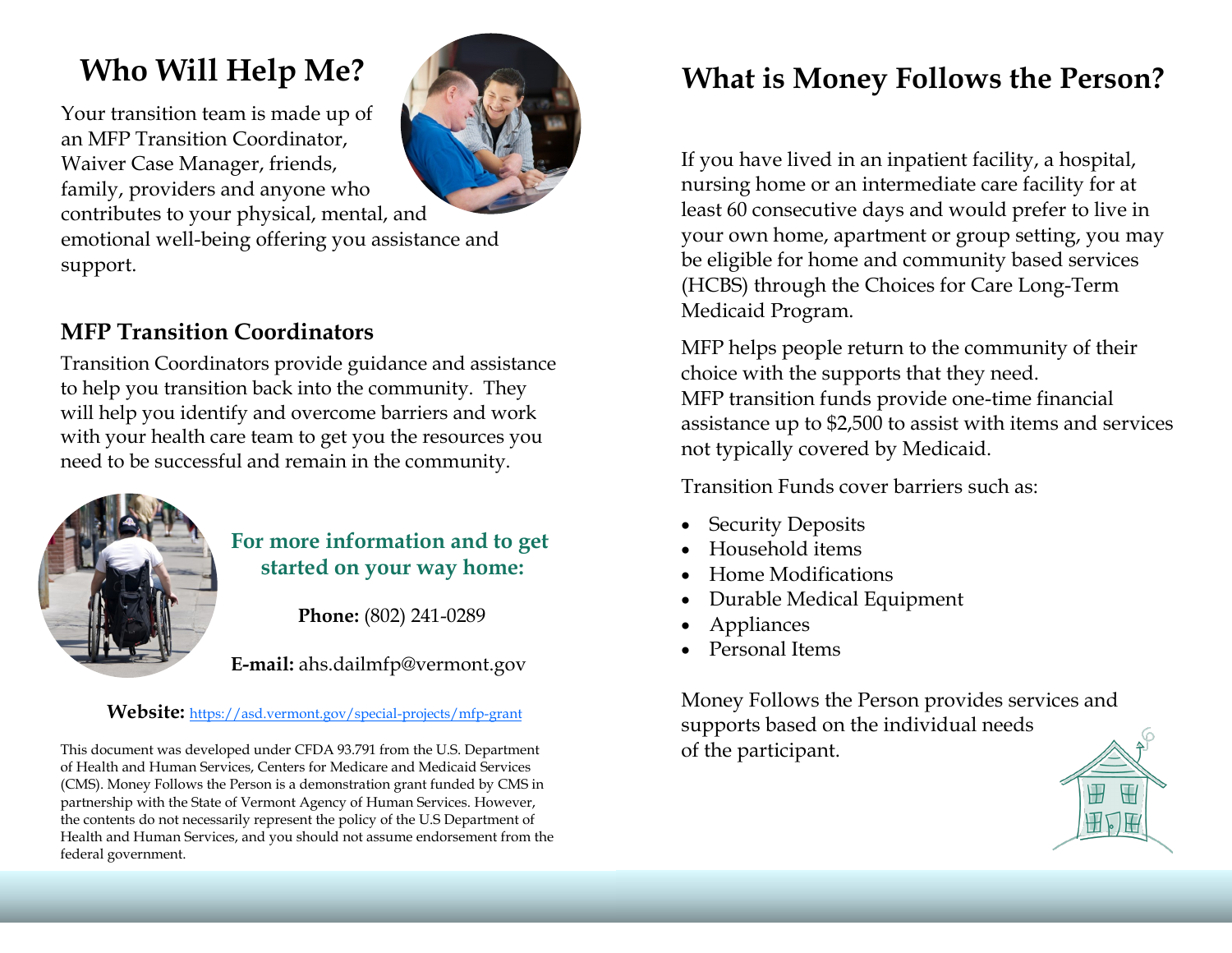# Who Will Help Me?

Your transition team is made up of an MFP Transition Coordinator, Waiver Case Manager, friends, family, providers and anyone who contributes to your physical, mental, and emotional well-being offering you assistance and support.

## MFP Transition Coordinators

Transition Coordinators provide guidance and assistance to help you transition back into the community. They will help you identify and overcome barriers and work with your health care team to get you the resources you need to be successful and remain in the community.

**For more information and to get started on your way home:**

**Phone:** (802) 241-0289

**E-mail:** ahs.dailmfp@vermont.gov

**Website:** https://asd.vermont.gov/special-projects/mfp-grant

This document was developed under CFDA 93.791 from the U.S. Department of Health and Human Services, Centers for Medicare and Medicaid Services (CMS). Money Follows the Person is a demonstration grant funded by CMS in partnership with the State of Vermont Agency of Human Services. However, the contents do not necessarily represent the policy of the U.S Department of Health and Human Services, and you should not assume endorsement from the federal government.

# What is Money Follows the Person?

If you have lived in an inpatient facility, a hospital, nursing home or an intermediate care facility for at least 60 consecutive days and would prefer to live in your own home, apartment or group setting, you may be eligible for home and community based services (HCBS) through the Choices for Care Long-Term Medicaid Program.

MFP helps people return to the community of their choice with the supports that they need.
MFP transition funds provide one-time financial assistance up to $2,500 to assist with items and services not typically covered by Medicaid.

Transition Funds cover barriers such as:

- Security Deposits
- Household items
- Home Modifications
- Durable Medical Equipment
- Appliances
- Personal Items

Money Follows the Person provides services and supports based on the individual needs of the participant.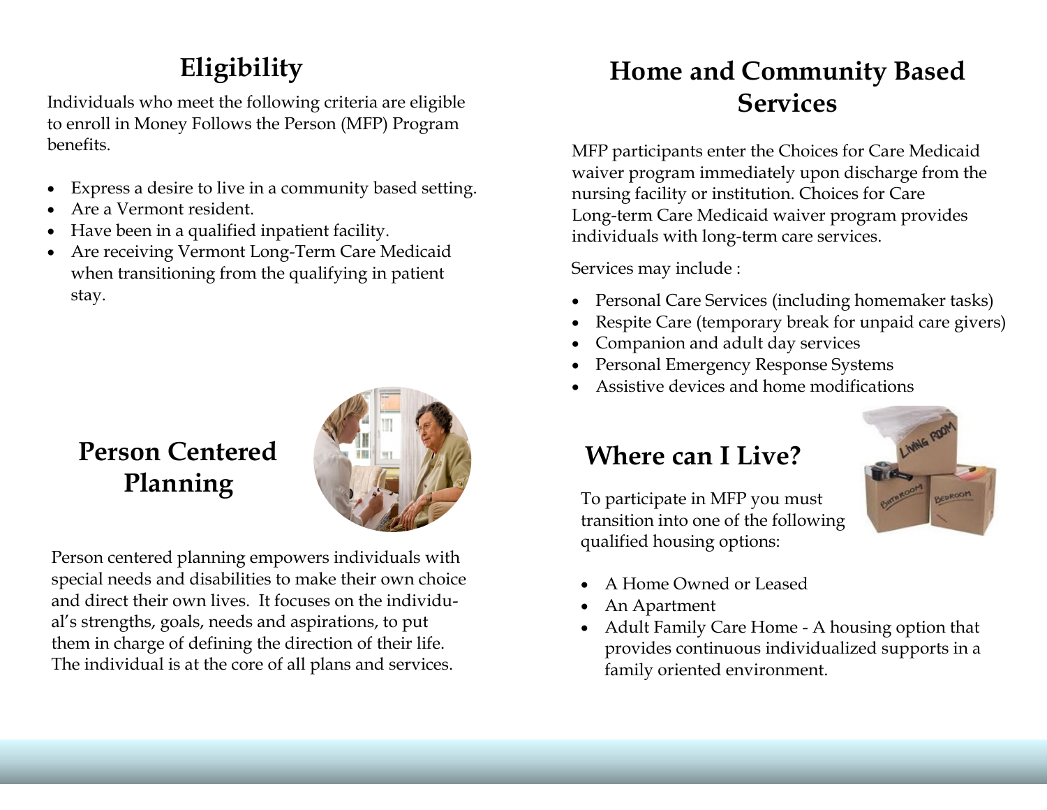## Eligibility

Individuals who meet the following criteria are eligible to enroll in Money Follows the Person (MFP) Program benefits.

- Express a desire to live in a community based setting.
- Are a Vermont resident.
- Have been in a qualified inpatient facility.
- Are receiving Vermont Long-Term Care Medicaid when transitioning from the qualifying in patient stay.

## Person Centered Planning

Person centered planning empowers individuals with special needs and disabilities to make their own choice and direct their own lives. It focuses on the individual's strengths, goals, needs and aspirations, to put them in charge of defining the direction of their life. The individual is at the core of all plans and services.

## Home and Community Based Services

MFP participants enter the Choices for Care Medicaid waiver program immediately upon discharge from the nursing facility or institution. Choices for Care Long-term Care Medicaid waiver program provides individuals with long-term care services.

Services may include :

- Personal Care Services (including homemaker tasks)
- Respite Care (temporary break for unpaid care givers)
- Companion and adult day services
- Personal Emergency Response Systems
- Assistive devices and home modifications

## Where can I Live?

To participate in MFP you must transition into one of the following qualified housing options:

- A Home Owned or Leased
- An Apartment
- Adult Family Care Home - A housing option that provides continuous individualized supports in a family oriented environment.